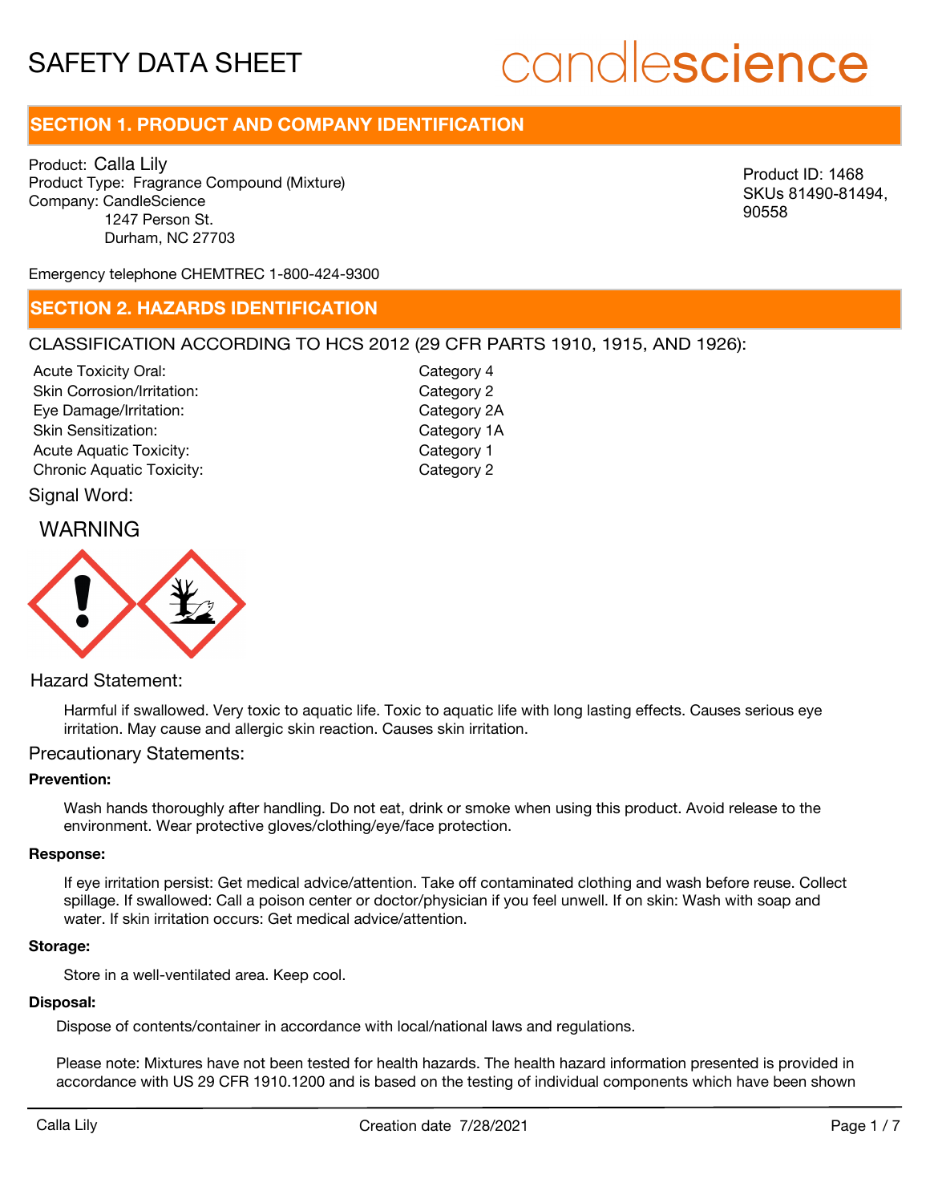# SAFETY DATA SHEET

candlescience

## SECTION 1. PRODUCT AND COMPANY IDENTIFICATION

Product: Calla Lily
Product Type: Fragrance Compound (Mixture)
Company: CandleScience
1247 Person St.
Durham, NC 27703

Product ID: 1468
SKUs 81490-81494, 90558

Emergency telephone CHEMTREC 1-800-424-9300

## SECTION 2. HAZARDS IDENTIFICATION

CLASSIFICATION ACCORDING TO HCS 2012 (29 CFR PARTS 1910, 1915, AND 1926):

| | |
|---|---|
| Acute Toxicity Oral: | Category 4 |
| Skin Corrosion/Irritation: | Category 2 |
| Eye Damage/Irritation: | Category 2A |
| Skin Sensitization: | Category 1A |
| Acute Aquatic Toxicity: | Category 1 |
| Chronic Aquatic Toxicity: | Category 2 |

Signal Word:

WARNING

Hazard Statement:

Harmful if swallowed. Very toxic to aquatic life. Toxic to aquatic life with long lasting effects. Causes serious eye irritation. May cause and allergic skin reaction. Causes skin irritation.

Precautionary Statements:

**Prevention:**

Wash hands thoroughly after handling. Do not eat, drink or smoke when using this product. Avoid release to the environment. Wear protective gloves/clothing/eye/face protection.

**Response:**

If eye irritation persist: Get medical advice/attention. Take off contaminated clothing and wash before reuse. Collect spillage. If swallowed: Call a poison center or doctor/physician if you feel unwell. If on skin: Wash with soap and water. If skin irritation occurs: Get medical advice/attention.

**Storage:**

Store in a well-ventilated area. Keep cool.

**Disposal:**

Dispose of contents/container in accordance with local/national laws and regulations.

Please note: Mixtures have not been tested for health hazards. The health hazard information presented is provided in accordance with US 29 CFR 1910.1200 and is based on the testing of individual components which have been shown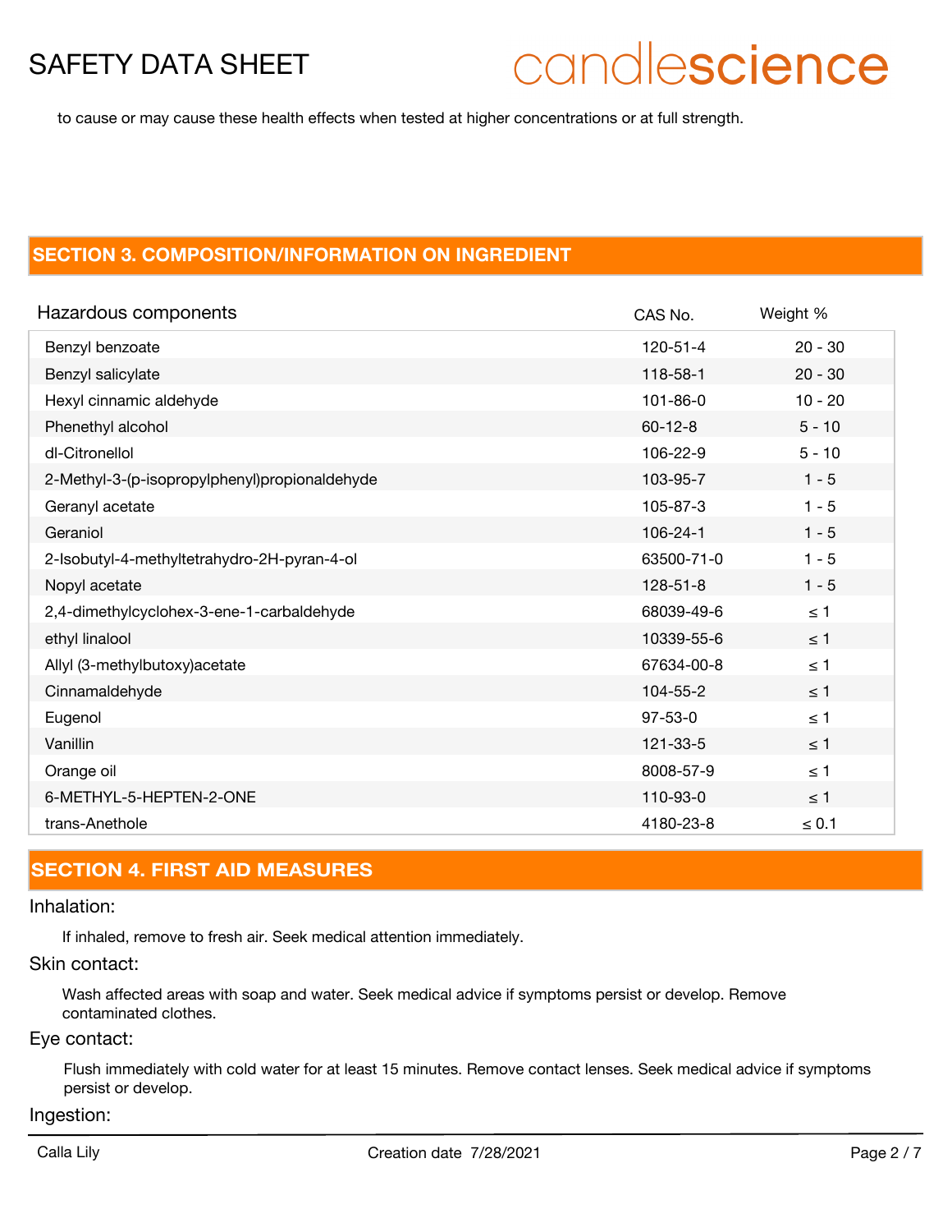to cause or may cause these health effects when tested at higher concentrations or at full strength.

## SECTION 3. COMPOSITION/INFORMATION ON INGREDIENT

| Hazardous components | CAS No. | Weight % |
|---|---|---|
| Benzyl benzoate | 120-51-4 | 20 - 30 |
| Benzyl salicylate | 118-58-1 | 20 - 30 |
| Hexyl cinnamic aldehyde | 101-86-0 | 10 - 20 |
| Phenethyl alcohol | 60-12-8 | 5 - 10 |
| dl-Citronellol | 106-22-9 | 5 - 10 |
| 2-Methyl-3-(p-isopropylphenyl)propionaldehyde | 103-95-7 | 1 - 5 |
| Geranyl acetate | 105-87-3 | 1 - 5 |
| Geraniol | 106-24-1 | 1 - 5 |
| 2-Isobutyl-4-methyltetrahydro-2H-pyran-4-ol | 63500-71-0 | 1 - 5 |
| Nopyl acetate | 128-51-8 | 1 - 5 |
| 2,4-dimethylcyclohex-3-ene-1-carbaldehyde | 68039-49-6 | ≤ 1 |
| ethyl linalool | 10339-55-6 | ≤ 1 |
| Allyl (3-methylbutoxy)acetate | 67634-00-8 | ≤ 1 |
| Cinnamaldehyde | 104-55-2 | ≤ 1 |
| Eugenol | 97-53-0 | ≤ 1 |
| Vanillin | 121-33-5 | ≤ 1 |
| Orange oil | 8008-57-9 | ≤ 1 |
| 6-METHYL-5-HEPTEN-2-ONE | 110-93-0 | ≤ 1 |
| trans-Anethole | 4180-23-8 | ≤ 0.1 |

## SECTION 4. FIRST AID MEASURES

### Inhalation:

If inhaled, remove to fresh air. Seek medical attention immediately.

### Skin contact:

Wash affected areas with soap and water. Seek medical advice if symptoms persist or develop. Remove contaminated clothes.

### Eye contact:

Flush immediately with cold water for at least 15 minutes. Remove contact lenses. Seek medical advice if symptoms persist or develop.

### Ingestion: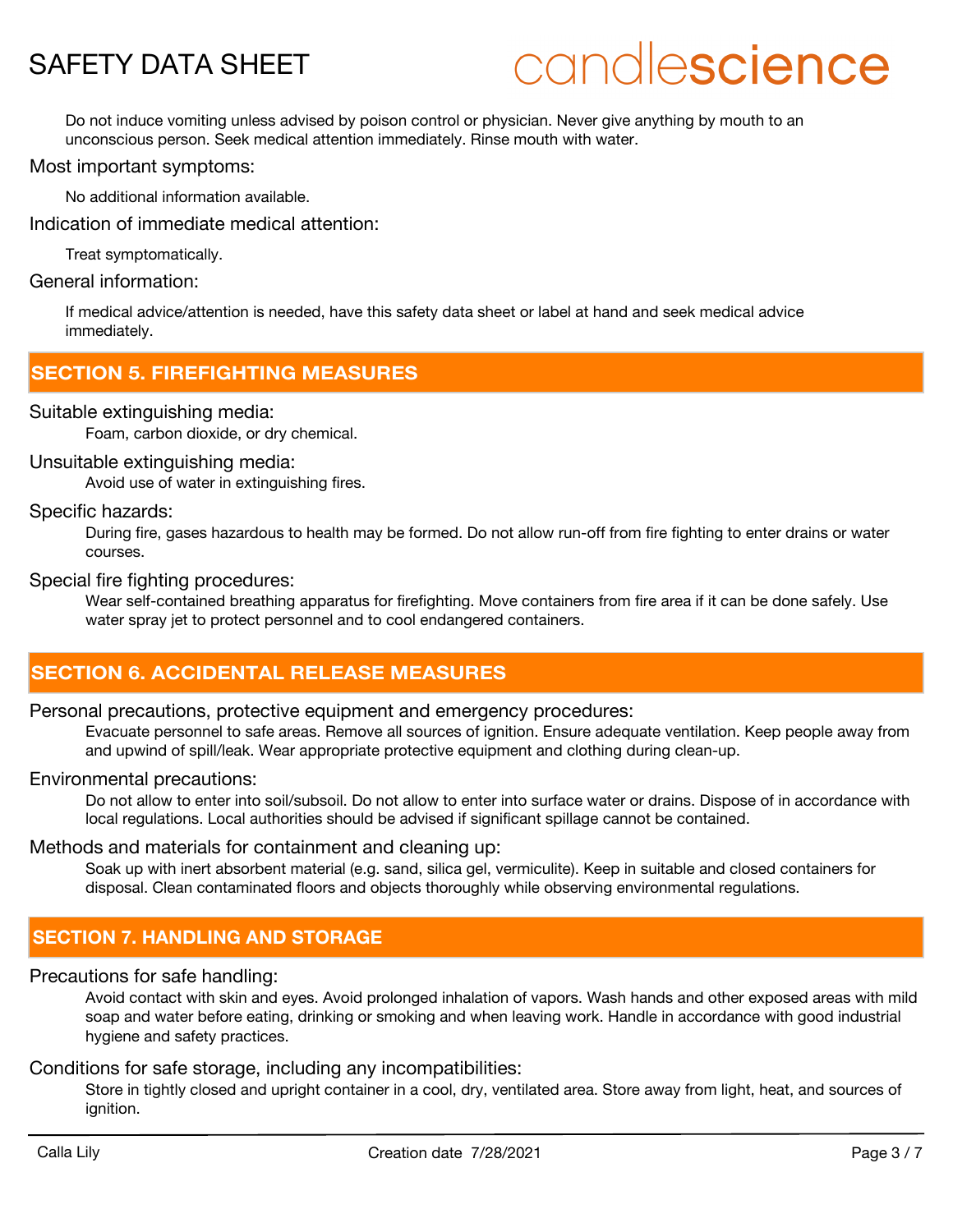Do not induce vomiting unless advised by poison control or physician. Never give anything by mouth to an unconscious person. Seek medical attention immediately. Rinse mouth with water.

Most important symptoms:

No additional information available.

Indication of immediate medical attention:

Treat symptomatically.

General information:

If medical advice/attention is needed, have this safety data sheet or label at hand and seek medical advice immediately.

## SECTION 5. FIREFIGHTING MEASURES

Suitable extinguishing media:

Foam, carbon dioxide, or dry chemical.

Unsuitable extinguishing media:

Avoid use of water in extinguishing fires.

Specific hazards:

During fire, gases hazardous to health may be formed. Do not allow run-off from fire fighting to enter drains or water courses.

Special fire fighting procedures:

Wear self-contained breathing apparatus for firefighting. Move containers from fire area if it can be done safely. Use water spray jet to protect personnel and to cool endangered containers.

## SECTION 6. ACCIDENTAL RELEASE MEASURES

Personal precautions, protective equipment and emergency procedures:

Evacuate personnel to safe areas. Remove all sources of ignition. Ensure adequate ventilation. Keep people away from and upwind of spill/leak. Wear appropriate protective equipment and clothing during clean-up.

Environmental precautions:

Do not allow to enter into soil/subsoil. Do not allow to enter into surface water or drains. Dispose of in accordance with local regulations. Local authorities should be advised if significant spillage cannot be contained.

Methods and materials for containment and cleaning up:

Soak up with inert absorbent material (e.g. sand, silica gel, vermiculite). Keep in suitable and closed containers for disposal. Clean contaminated floors and objects thoroughly while observing environmental regulations.

## SECTION 7. HANDLING AND STORAGE

Precautions for safe handling:

Avoid contact with skin and eyes. Avoid prolonged inhalation of vapors. Wash hands and other exposed areas with mild soap and water before eating, drinking or smoking and when leaving work. Handle in accordance with good industrial hygiene and safety practices.

Conditions for safe storage, including any incompatibilities:

Store in tightly closed and upright container in a cool, dry, ventilated area. Store away from light, heat, and sources of ignition.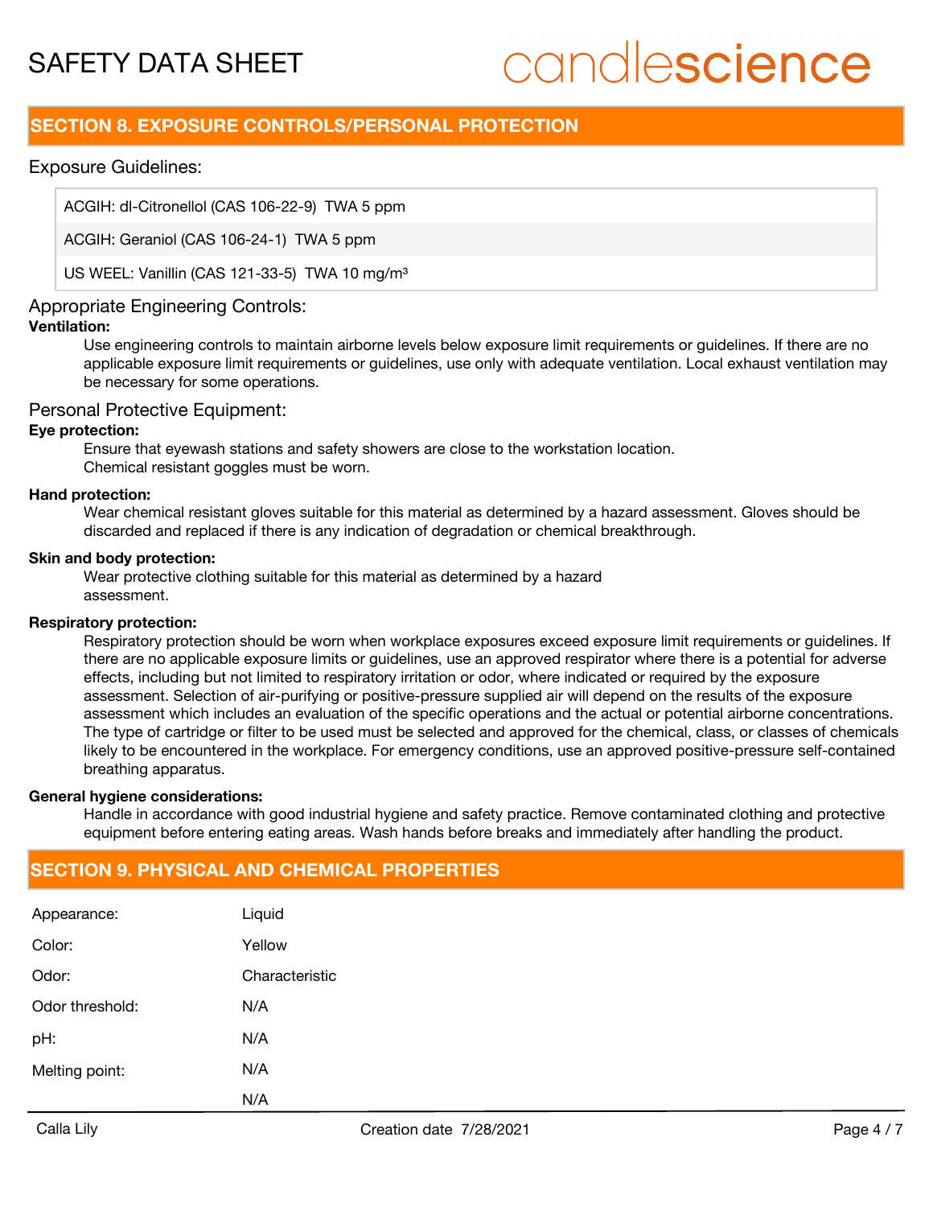## SECTION 8. EXPOSURE CONTROLS/PERSONAL PROTECTION

### Exposure Guidelines:

| |
|---|
| ACGIH: dl-Citronellol (CAS 106-22-9) TWA 5 ppm |
| ACGIH: Geraniol (CAS 106-24-1) TWA 5 ppm |
| US WEEL: Vanillin (CAS 121-33-5) TWA 10 mg/m³ |

### Appropriate Engineering Controls:

**Ventilation:**

Use engineering controls to maintain airborne levels below exposure limit requirements or guidelines. If there are no applicable exposure limit requirements or guidelines, use only with adequate ventilation. Local exhaust ventilation may be necessary for some operations.

### Personal Protective Equipment:

**Eye protection:**

Ensure that eyewash stations and safety showers are close to the workstation location.
Chemical resistant goggles must be worn.

**Hand protection:**

Wear chemical resistant gloves suitable for this material as determined by a hazard assessment. Gloves should be discarded and replaced if there is any indication of degradation or chemical breakthrough.

**Skin and body protection:**

Wear protective clothing suitable for this material as determined by a hazard assessment.

**Respiratory protection:**

Respiratory protection should be worn when workplace exposures exceed exposure limit requirements or guidelines. If there are no applicable exposure limits or guidelines, use an approved respirator where there is a potential for adverse effects, including but not limited to respiratory irritation or odor, where indicated or required by the exposure assessment. Selection of air-purifying or positive-pressure supplied air will depend on the results of the exposure assessment which includes an evaluation of the specific operations and the actual or potential airborne concentrations. The type of cartridge or filter to be used must be selected and approved for the chemical, class, or classes of chemicals likely to be encountered in the workplace. For emergency conditions, use an approved positive-pressure self-contained breathing apparatus.

**General hygiene considerations:**

Handle in accordance with good industrial hygiene and safety practice. Remove contaminated clothing and protective equipment before entering eating areas. Wash hands before breaks and immediately after handling the product.

## SECTION 9. PHYSICAL AND CHEMICAL PROPERTIES

| | |
|---|---|
| Appearance: | Liquid |
| Color: | Yellow |
| Odor: | Characteristic |
| Odor threshold: | N/A |
| pH: | N/A |
| Melting point: | N/A |
| | N/A |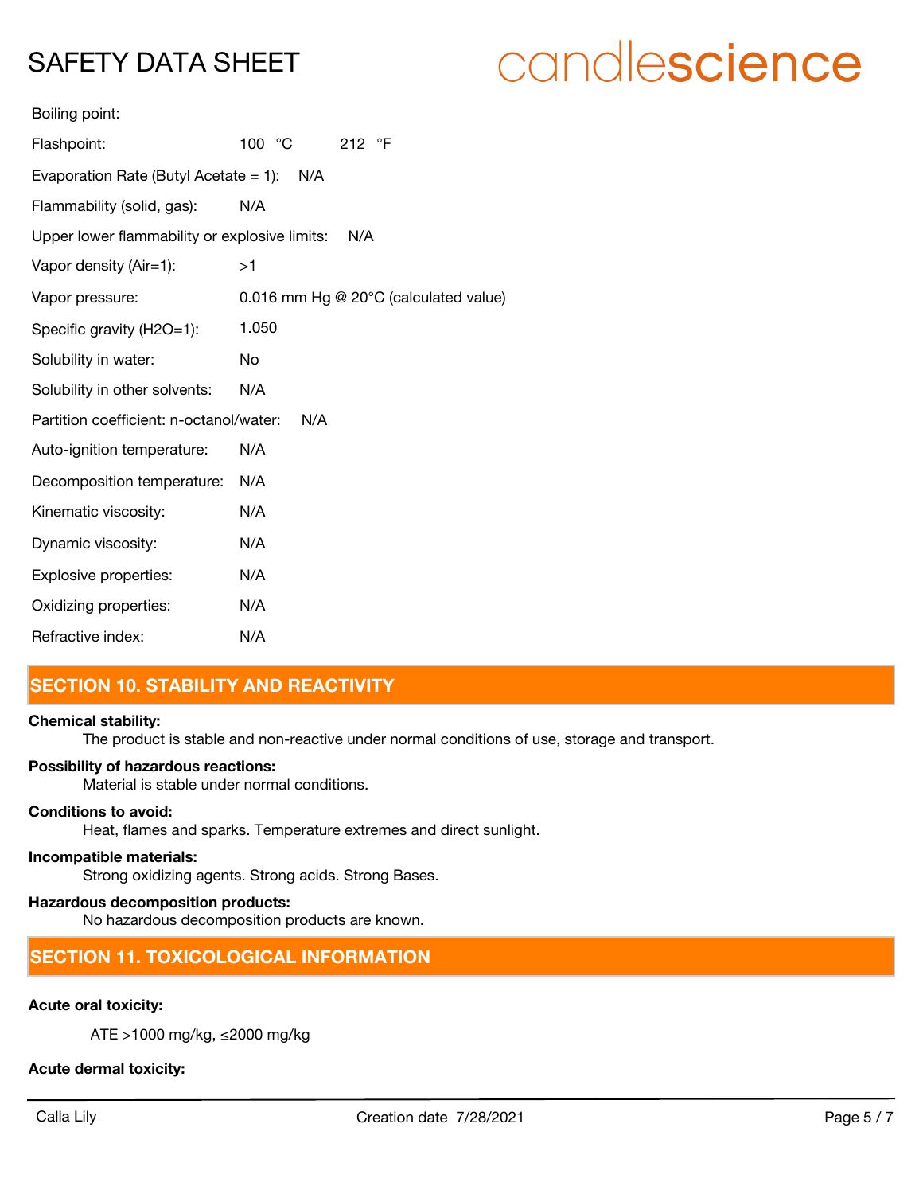Boiling point:

Flashpoint: 100 °C 212 °F

Evaporation Rate (Butyl Acetate = 1): N/A

Flammability (solid, gas): N/A

Upper lower flammability or explosive limits: N/A

Vapor density (Air=1): >1

Vapor pressure: 0.016 mm Hg @ 20°C (calculated value)

Specific gravity ($H_2O$=1): 1.050

Solubility in water: No

Solubility in other solvents: N/A

Partition coefficient: n-octanol/water: N/A

Auto-ignition temperature: N/A

Decomposition temperature: N/A

Kinematic viscosity: N/A

Dynamic viscosity: N/A

Explosive properties: N/A

Oxidizing properties: N/A

Refractive index: N/A

## SECTION 10. STABILITY AND REACTIVITY

**Chemical stability:**
The product is stable and non-reactive under normal conditions of use, storage and transport.

**Possibility of hazardous reactions:**
Material is stable under normal conditions.

**Conditions to avoid:**
Heat, flames and sparks. Temperature extremes and direct sunlight.

**Incompatible materials:**
Strong oxidizing agents. Strong acids. Strong Bases.

**Hazardous decomposition products:**
No hazardous decomposition products are known.

## SECTION 11. TOXICOLOGICAL INFORMATION

**Acute oral toxicity:**

ATE >1000 mg/kg, ≤2000 mg/kg

**Acute dermal toxicity:**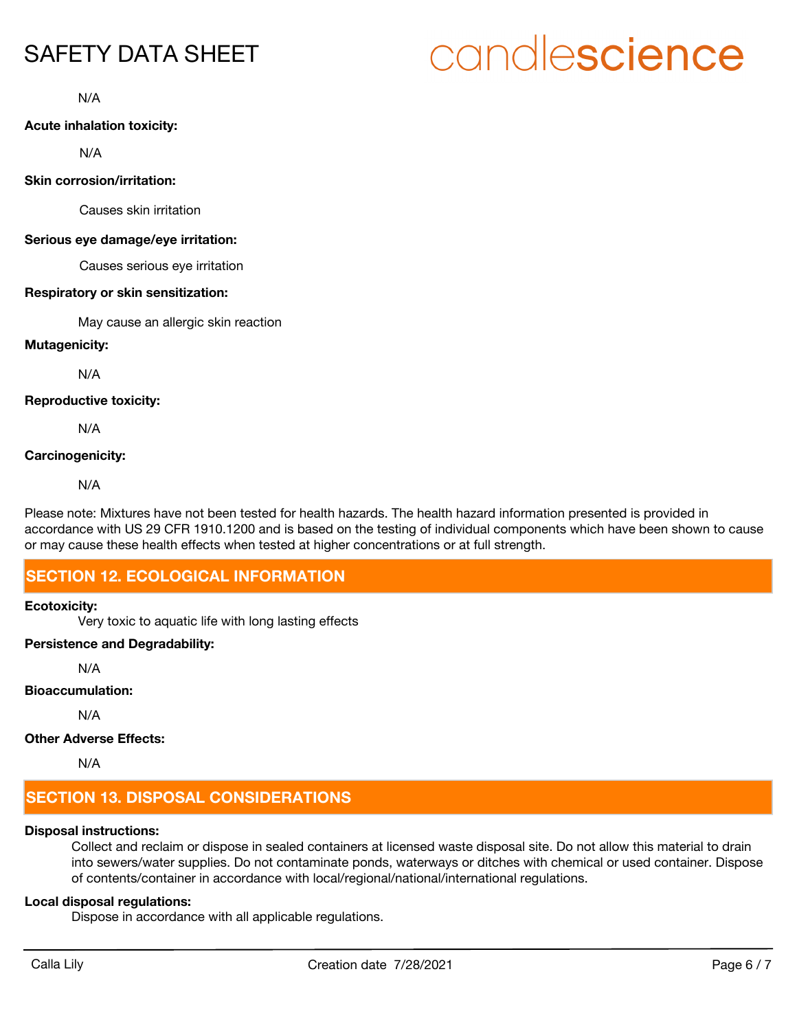N/A

**Acute inhalation toxicity:**

N/A

**Skin corrosion/irritation:**

Causes skin irritation

**Serious eye damage/eye irritation:**

Causes serious eye irritation

**Respiratory or skin sensitization:**

May cause an allergic skin reaction

**Mutagenicity:**

N/A

**Reproductive toxicity:**

N/A

**Carcinogenicity:**

N/A

Please note: Mixtures have not been tested for health hazards. The health hazard information presented is provided in accordance with US 29 CFR 1910.1200 and is based on the testing of individual components which have been shown to cause or may cause these health effects when tested at higher concentrations or at full strength.

## SECTION 12. ECOLOGICAL INFORMATION

**Ecotoxicity:**

Very toxic to aquatic life with long lasting effects

**Persistence and Degradability:**

N/A

**Bioaccumulation:**

N/A

**Other Adverse Effects:**

N/A

## SECTION 13. DISPOSAL CONSIDERATIONS

**Disposal instructions:**

Collect and reclaim or dispose in sealed containers at licensed waste disposal site. Do not allow this material to drain into sewers/water supplies. Do not contaminate ponds, waterways or ditches with chemical or used container. Dispose of contents/container in accordance with local/regional/national/international regulations.

**Local disposal regulations:**

Dispose in accordance with all applicable regulations.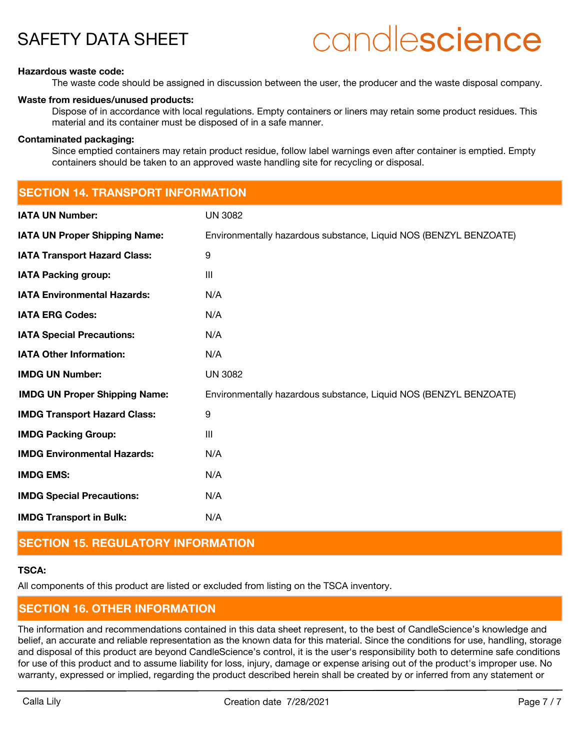**Hazardous waste code:**

The waste code should be assigned in discussion between the user, the producer and the waste disposal company.

**Waste from residues/unused products:**

Dispose of in accordance with local regulations. Empty containers or liners may retain some product residues. This material and its container must be disposed of in a safe manner.

**Contaminated packaging:**

Since emptied containers may retain product residue, follow label warnings even after container is emptied. Empty containers should be taken to an approved waste handling site for recycling or disposal.

## SECTION 14. TRANSPORT INFORMATION

| | |
|---|---|
| **IATA UN Number:** | UN 3082 |
| **IATA UN Proper Shipping Name:** | Environmentally hazardous substance, Liquid NOS (BENZYL BENZOATE) |
| **IATA Transport Hazard Class:** | 9 |
| **IATA Packing group:** | III |
| **IATA Environmental Hazards:** | N/A |
| **IATA ERG Codes:** | N/A |
| **IATA Special Precautions:** | N/A |
| **IATA Other Information:** | N/A |
| **IMDG UN Number:** | UN 3082 |
| **IMDG UN Proper Shipping Name:** | Environmentally hazardous substance, Liquid NOS (BENZYL BENZOATE) |
| **IMDG Transport Hazard Class:** | 9 |
| **IMDG Packing Group:** | III |
| **IMDG Environmental Hazards:** | N/A |
| **IMDG EMS:** | N/A |
| **IMDG Special Precautions:** | N/A |
| **IMDG Transport in Bulk:** | N/A |

## SECTION 15. REGULATORY INFORMATION

**TSCA:**

All components of this product are listed or excluded from listing on the TSCA inventory.

## SECTION 16. OTHER INFORMATION

The information and recommendations contained in this data sheet represent, to the best of CandleScience's knowledge and belief, an accurate and reliable representation as the known data for this material. Since the conditions for use, handling, storage and disposal of this product are beyond CandleScience's control, it is the user's responsibility both to determine safe conditions for use of this product and to assume liability for loss, injury, damage or expense arising out of the product's improper use. No warranty, expressed or implied, regarding the product described herein shall be created by or inferred from any statement or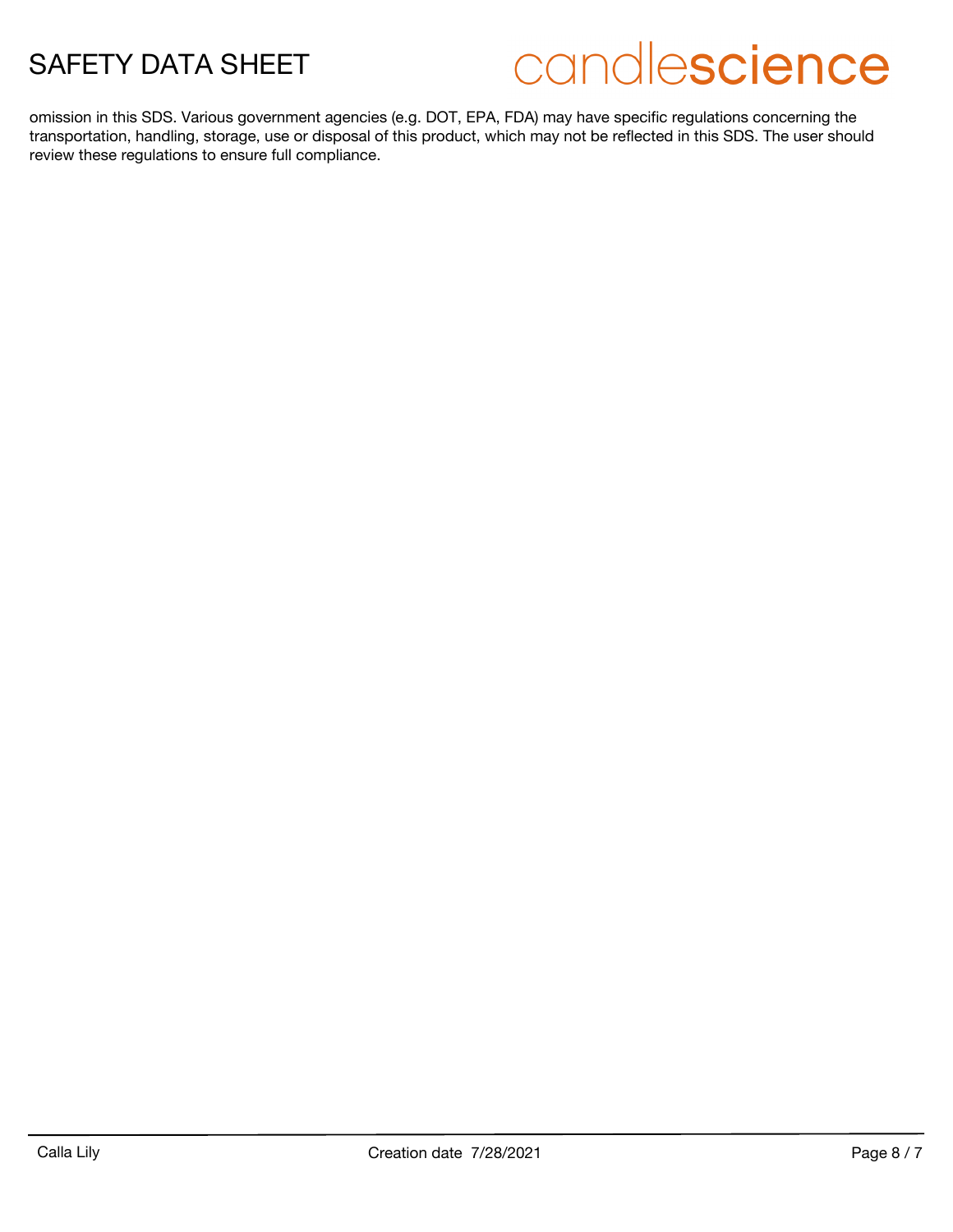omission in this SDS. Various government agencies (e.g. DOT, EPA, FDA) may have specific regulations concerning the transportation, handling, storage, use or disposal of this product, which may not be reflected in this SDS. The user should review these regulations to ensure full compliance.